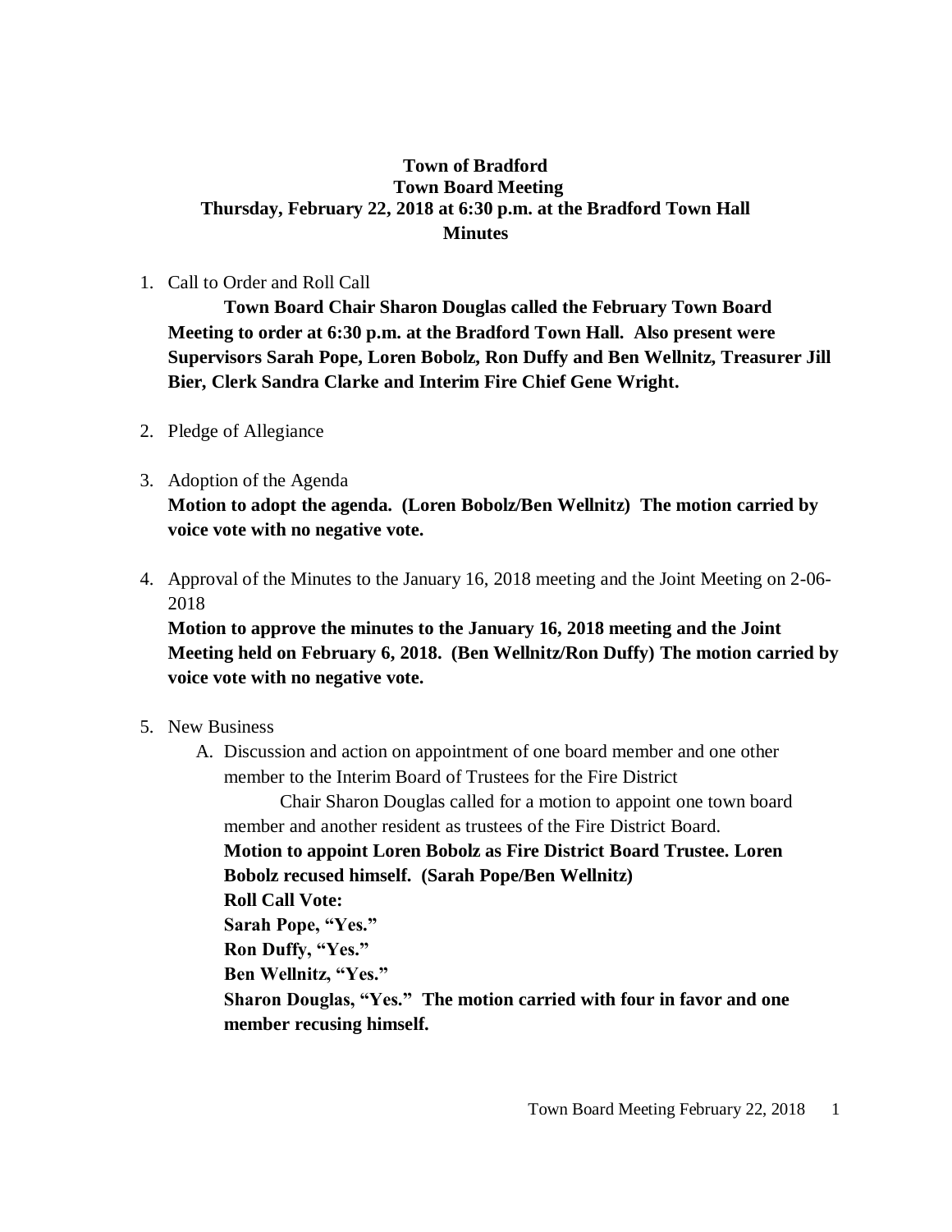# Town of Bradford
## Town Board Meeting
### Thursday, February 22, 2018 at 6:30 p.m. at the Bradford Town Hall
### Minutes

1. Call to Order and Roll Call

   **Town Board Chair Sharon Douglas called the February Town Board Meeting to order at 6:30 p.m. at the Bradford Town Hall. Also present were Supervisors Sarah Pope, Loren Bobolz, Ron Duffy and Ben Wellnitz, Treasurer Jill Bier, Clerk Sandra Clarke and Interim Fire Chief Gene Wright.**

2. Pledge of Allegiance

3. Adoption of the Agenda

   **Motion to adopt the agenda. (Loren Bobolz/Ben Wellnitz) The motion carried by voice vote with no negative vote.**

4. Approval of the Minutes to the January 16, 2018 meeting and the Joint Meeting on 2-06-2018

   **Motion to approve the minutes to the January 16, 2018 meeting and the Joint Meeting held on February 6, 2018. (Ben Wellnitz/Ron Duffy) The motion carried by voice vote with no negative vote.**

5. New Business

   A. Discussion and action on appointment of one board member and one other member to the Interim Board of Trustees for the Fire District

      Chair Sharon Douglas called for a motion to appoint one town board member and another resident as trustees of the Fire District Board.

      **Motion to appoint Loren Bobolz as Fire District Board Trustee. Loren Bobolz recused himself. (Sarah Pope/Ben Wellnitz)**

      **Roll Call Vote:**

      **Sarah Pope, "Yes."**

      **Ron Duffy, "Yes."**

      **Ben Wellnitz, "Yes."**

      **Sharon Douglas, "Yes." The motion carried with four in favor and one member recusing himself.**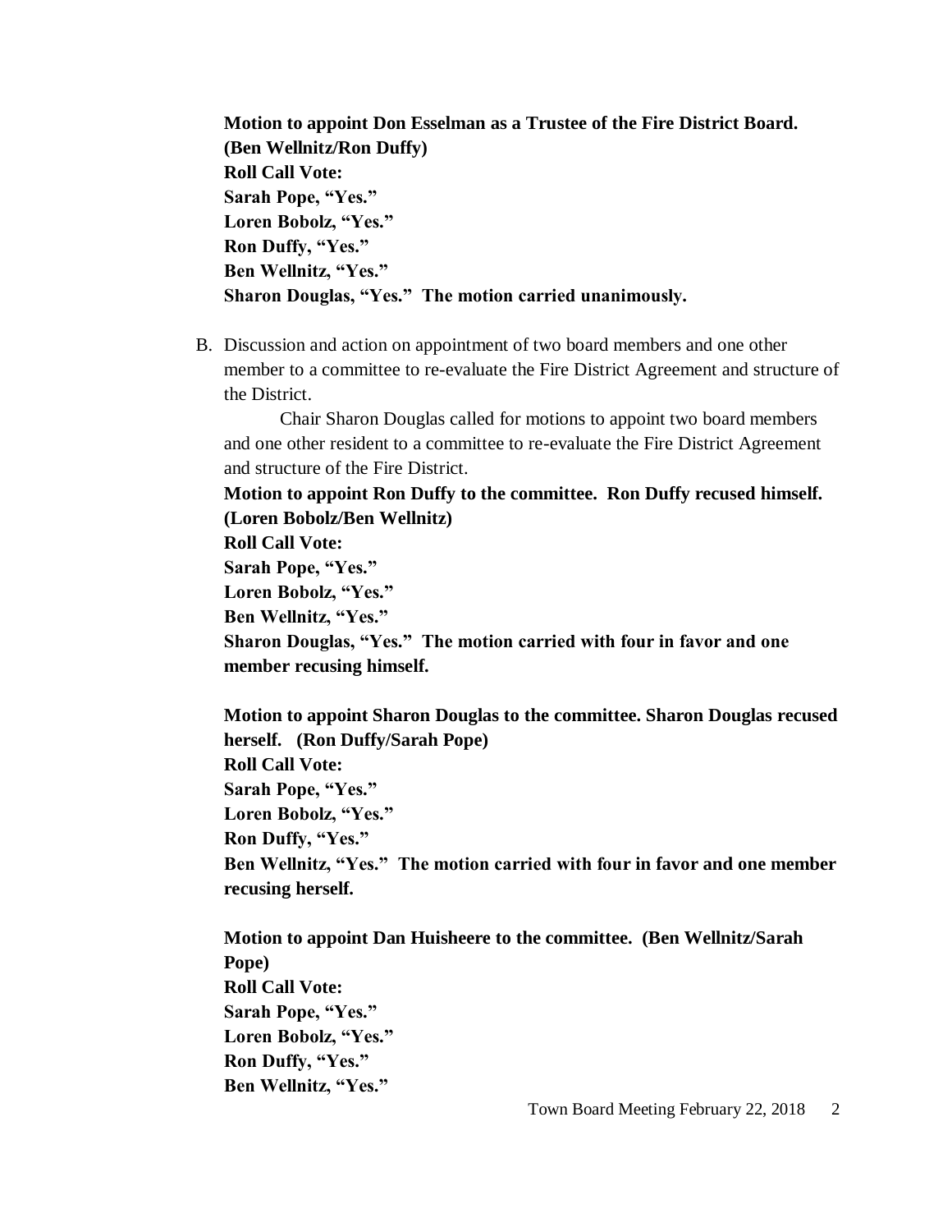**Motion to appoint Don Esselman as a Trustee of the Fire District Board. (Ben Wellnitz/Ron Duffy)**
**Roll Call Vote:**
**Sarah Pope, "Yes."**
**Loren Bobolz, "Yes."**
**Ron Duffy, "Yes."**
**Ben Wellnitz, "Yes."**
**Sharon Douglas, "Yes." The motion carried unanimously.**

B. Discussion and action on appointment of two board members and one other member to a committee to re-evaluate the Fire District Agreement and structure of the District.

Chair Sharon Douglas called for motions to appoint two board members and one other resident to a committee to re-evaluate the Fire District Agreement and structure of the Fire District.

**Motion to appoint Ron Duffy to the committee. Ron Duffy recused himself. (Loren Bobolz/Ben Wellnitz)**
**Roll Call Vote:**
**Sarah Pope, "Yes."**
**Loren Bobolz, "Yes."**
**Ben Wellnitz, "Yes."**
**Sharon Douglas, "Yes." The motion carried with four in favor and one member recusing himself.**

**Motion to appoint Sharon Douglas to the committee. Sharon Douglas recused herself. (Ron Duffy/Sarah Pope)**
**Roll Call Vote:**
**Sarah Pope, "Yes."**
**Loren Bobolz, "Yes."**
**Ron Duffy, "Yes."**
**Ben Wellnitz, "Yes." The motion carried with four in favor and one member recusing herself.**

**Motion to appoint Dan Huisheere to the committee. (Ben Wellnitz/Sarah Pope)**
**Roll Call Vote:**
**Sarah Pope, "Yes."**
**Loren Bobolz, "Yes."**
**Ron Duffy, "Yes."**
**Ben Wellnitz, "Yes."**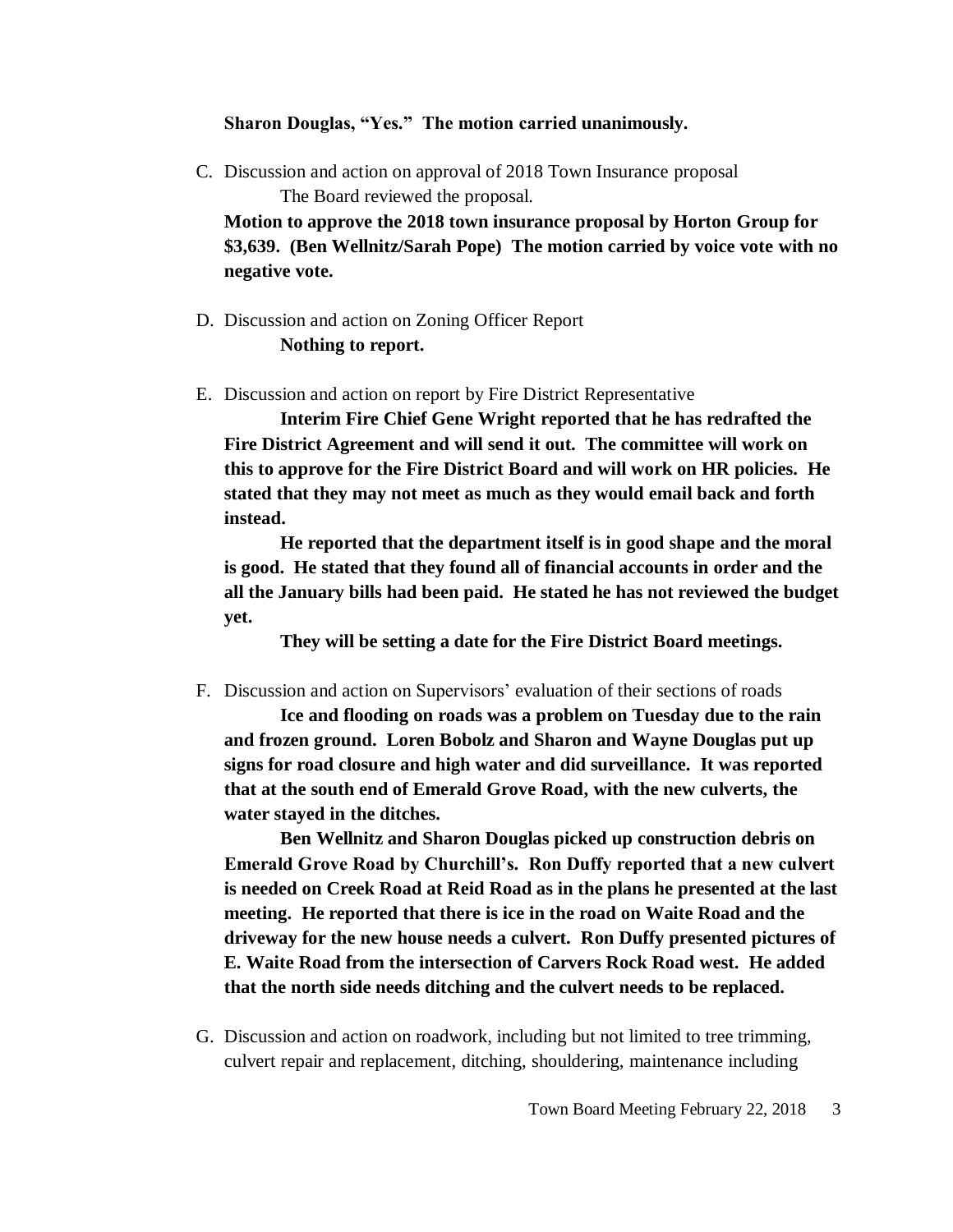**Sharon Douglas, "Yes." The motion carried unanimously.**

C. Discussion and action on approval of 2018 Town Insurance proposal

   The Board reviewed the proposal.

   **Motion to approve the 2018 town insurance proposal by Horton Group for $3,639. (Ben Wellnitz/Sarah Pope) The motion carried by voice vote with no negative vote.**

D. Discussion and action on Zoning Officer Report

   **Nothing to report.**

E. Discussion and action on report by Fire District Representative

   **Interim Fire Chief Gene Wright reported that he has redrafted the Fire District Agreement and will send it out. The committee will work on this to approve for the Fire District Board and will work on HR policies. He stated that they may not meet as much as they would email back and forth instead.**

   **He reported that the department itself is in good shape and the moral is good. He stated that they found all of financial accounts in order and the all the January bills had been paid. He stated he has not reviewed the budget yet.**

   **They will be setting a date for the Fire District Board meetings.**

F. Discussion and action on Supervisors' evaluation of their sections of roads

   **Ice and flooding on roads was a problem on Tuesday due to the rain and frozen ground. Loren Bobolz and Sharon and Wayne Douglas put up signs for road closure and high water and did surveillance. It was reported that at the south end of Emerald Grove Road, with the new culverts, the water stayed in the ditches.**

   **Ben Wellnitz and Sharon Douglas picked up construction debris on Emerald Grove Road by Churchill's. Ron Duffy reported that a new culvert is needed on Creek Road at Reid Road as in the plans he presented at the last meeting. He reported that there is ice in the road on Waite Road and the driveway for the new house needs a culvert. Ron Duffy presented pictures of E. Waite Road from the intersection of Carvers Rock Road west. He added that the north side needs ditching and the culvert needs to be replaced.**

G. Discussion and action on roadwork, including but not limited to tree trimming, culvert repair and replacement, ditching, shouldering, maintenance including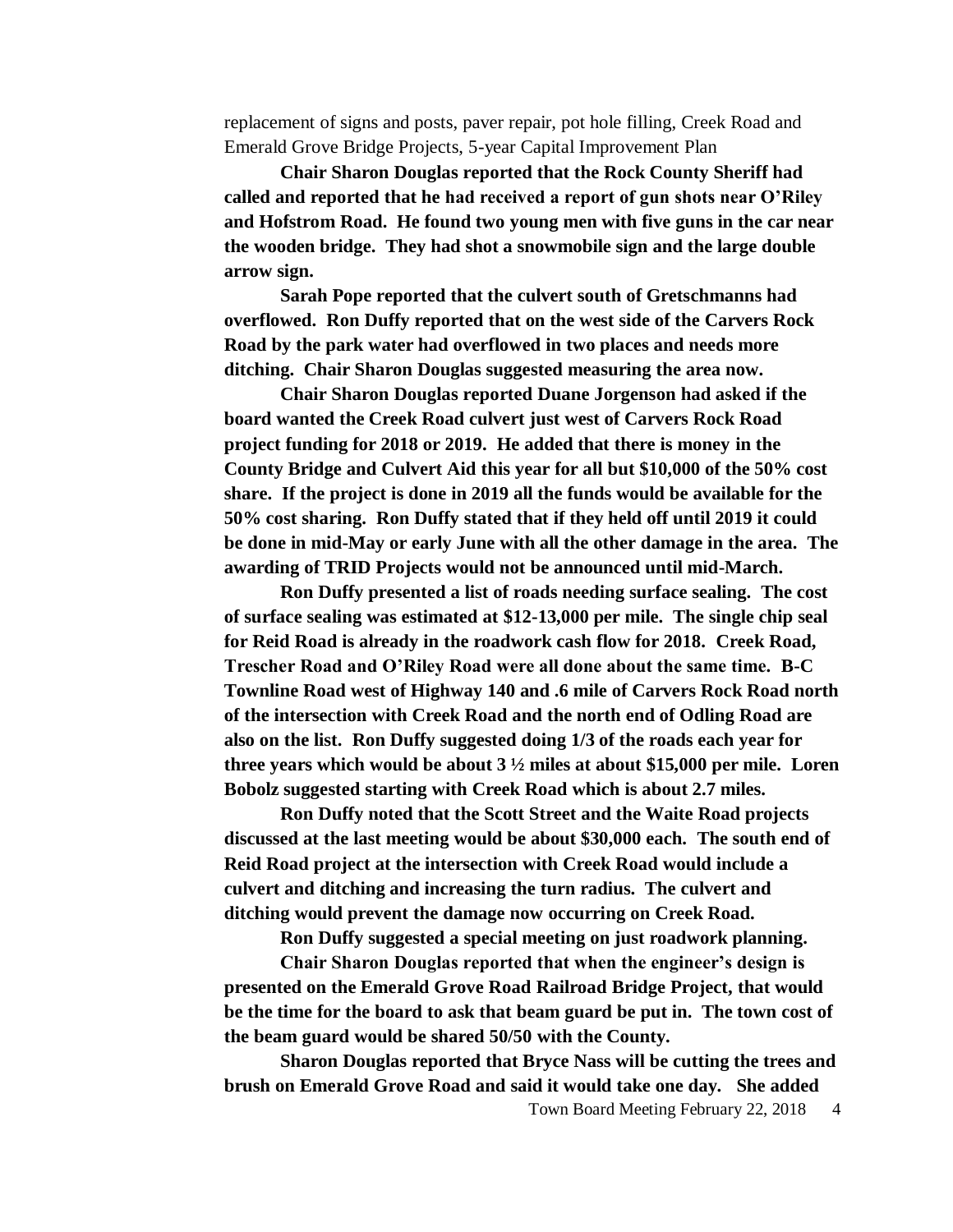replacement of signs and posts, paver repair, pot hole filling, Creek Road and Emerald Grove Bridge Projects, 5-year Capital Improvement Plan

**Chair Sharon Douglas reported that the Rock County Sheriff had called and reported that he had received a report of gun shots near O'Riley and Hofstrom Road. He found two young men with five guns in the car near the wooden bridge. They had shot a snowmobile sign and the large double arrow sign.**

**Sarah Pope reported that the culvert south of Gretschmanns had overflowed. Ron Duffy reported that on the west side of the Carvers Rock Road by the park water had overflowed in two places and needs more ditching. Chair Sharon Douglas suggested measuring the area now.**

**Chair Sharon Douglas reported Duane Jorgenson had asked if the board wanted the Creek Road culvert just west of Carvers Rock Road project funding for 2018 or 2019. He added that there is money in the County Bridge and Culvert Aid this year for all but $10,000 of the 50% cost share. If the project is done in 2019 all the funds would be available for the 50% cost sharing. Ron Duffy stated that if they held off until 2019 it could be done in mid-May or early June with all the other damage in the area. The awarding of TRID Projects would not be announced until mid-March.**

**Ron Duffy presented a list of roads needing surface sealing. The cost of surface sealing was estimated at $12-13,000 per mile. The single chip seal for Reid Road is already in the roadwork cash flow for 2018. Creek Road, Trescher Road and O'Riley Road were all done about the same time. B-C Townline Road west of Highway 140 and .6 mile of Carvers Rock Road north of the intersection with Creek Road and the north end of Odling Road are also on the list. Ron Duffy suggested doing 1/3 of the roads each year for three years which would be about 3 ½ miles at about $15,000 per mile. Loren Bobolz suggested starting with Creek Road which is about 2.7 miles.**

**Ron Duffy noted that the Scott Street and the Waite Road projects discussed at the last meeting would be about $30,000 each. The south end of Reid Road project at the intersection with Creek Road would include a culvert and ditching and increasing the turn radius. The culvert and ditching would prevent the damage now occurring on Creek Road.**

**Ron Duffy suggested a special meeting on just roadwork planning.**

**Chair Sharon Douglas reported that when the engineer's design is presented on the Emerald Grove Road Railroad Bridge Project, that would be the time for the board to ask that beam guard be put in. The town cost of the beam guard would be shared 50/50 with the County.**

**Sharon Douglas reported that Bryce Nass will be cutting the trees and brush on Emerald Grove Road and said it would take one day. She added**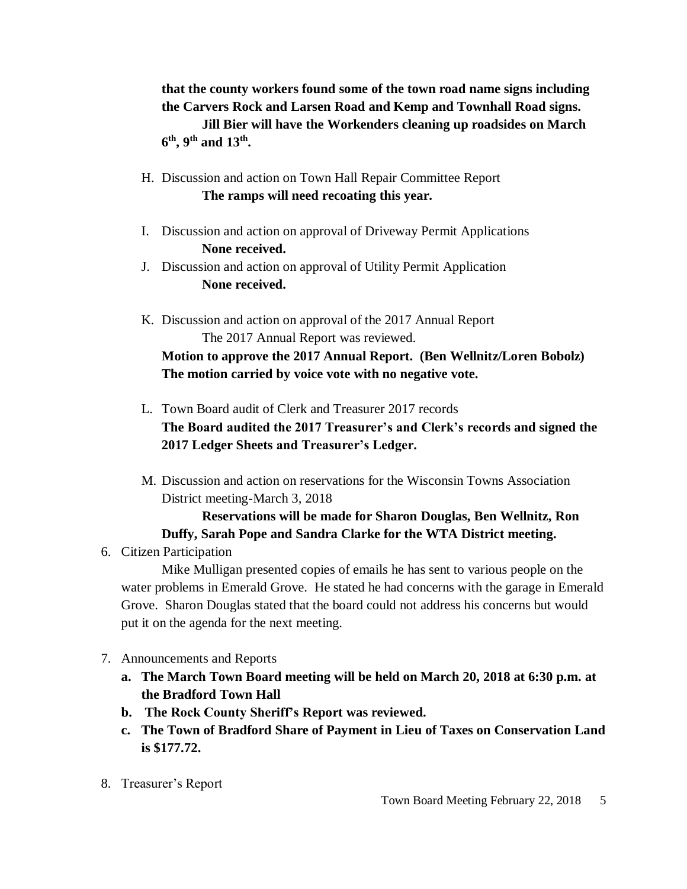**that the county workers found some of the town road name signs including the Carvers Rock and Larsen Road and Kemp and Townhall Road signs.**

**Jill Bier will have the Workenders cleaning up roadsides on March 6th, 9th and 13th.**

H. Discussion and action on Town Hall Repair Committee Report

   **The ramps will need recoating this year.**

I. Discussion and action on approval of Driveway Permit Applications

   **None received.**

J. Discussion and action on approval of Utility Permit Application

   **None received.**

K. Discussion and action on approval of the 2017 Annual Report

   The 2017 Annual Report was reviewed.

   **Motion to approve the 2017 Annual Report. (Ben Wellnitz/Loren Bobolz) The motion carried by voice vote with no negative vote.**

L. Town Board audit of Clerk and Treasurer 2017 records

   **The Board audited the 2017 Treasurer's and Clerk's records and signed the 2017 Ledger Sheets and Treasurer's Ledger.**

M. Discussion and action on reservations for the Wisconsin Towns Association District meeting-March 3, 2018

   **Reservations will be made for Sharon Douglas, Ben Wellnitz, Ron Duffy, Sarah Pope and Sandra Clarke for the WTA District meeting.**

6. Citizen Participation

   Mike Mulligan presented copies of emails he has sent to various people on the water problems in Emerald Grove. He stated he had concerns with the garage in Emerald Grove. Sharon Douglas stated that the board could not address his concerns but would put it on the agenda for the next meeting.

7. Announcements and Reports

   **a. The March Town Board meeting will be held on March 20, 2018 at 6:30 p.m. at the Bradford Town Hall**

   **b. The Rock County Sheriff's Report was reviewed.**

   **c. The Town of Bradford Share of Payment in Lieu of Taxes on Conservation Land is $177.72.**

8. Treasurer's Report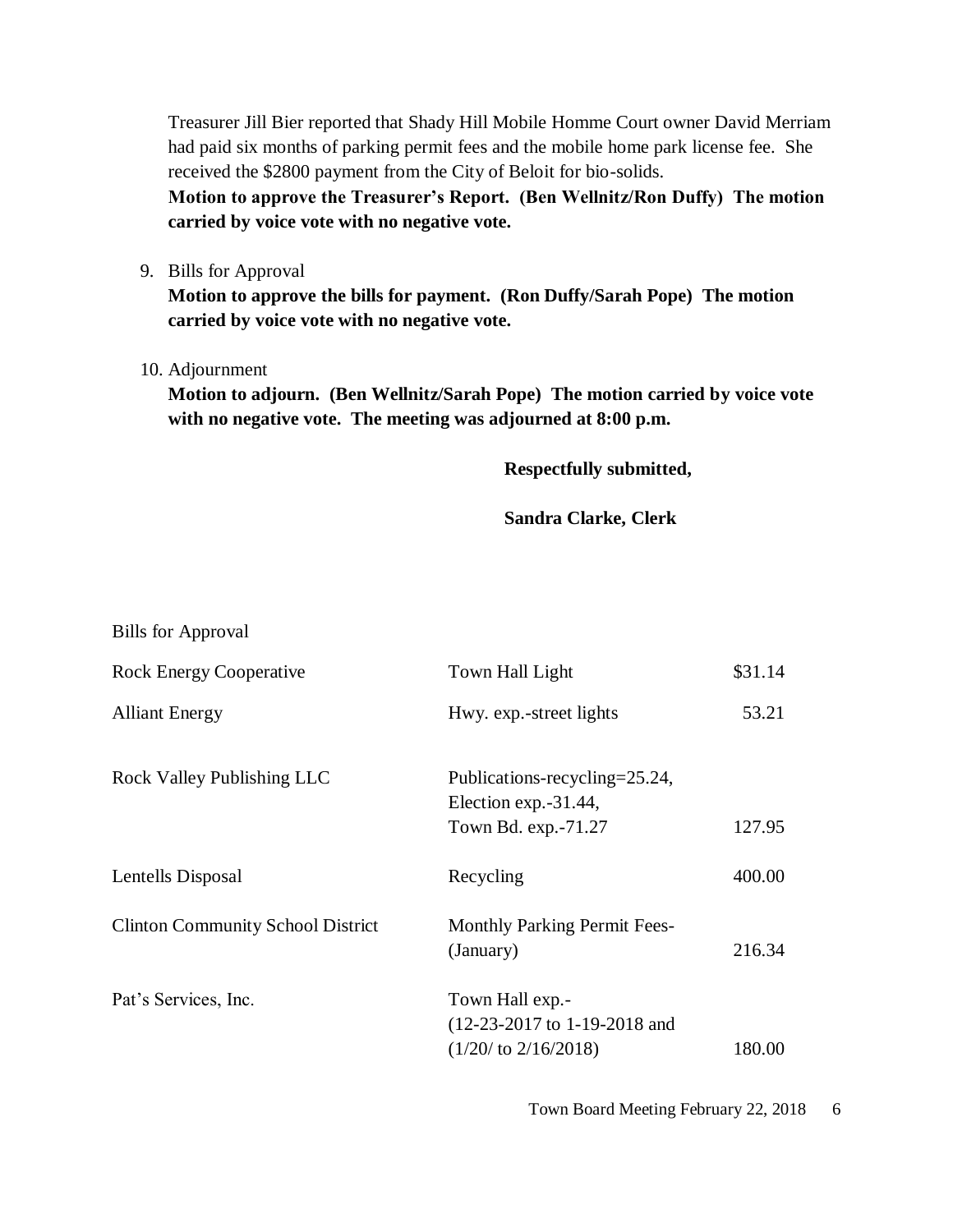Treasurer Jill Bier reported that Shady Hill Mobile Homme Court owner David Merriam had paid six months of parking permit fees and the mobile home park license fee. She received the \$2800 payment from the City of Beloit for bio-solids.
**Motion to approve the Treasurer's Report. (Ben Wellnitz/Ron Duffy) The motion carried by voice vote with no negative vote.**

9. Bills for Approval
**Motion to approve the bills for payment. (Ron Duffy/Sarah Pope) The motion carried by voice vote with no negative vote.**

10. Adjournment
**Motion to adjourn. (Ben Wellnitz/Sarah Pope) The motion carried by voice vote with no negative vote. The meeting was adjourned at 8:00 p.m.**

**Respectfully submitted,**

**Sandra Clarke, Clerk**

Bills for Approval

| | | |
|---|---|---|
| Rock Energy Cooperative | Town Hall Light | \$31.14 |
| Alliant Energy | Hwy. exp.-street lights | 53.21 |
| Rock Valley Publishing LLC | Publications-recycling=25.24, Election exp.-31.44, Town Bd. exp.-71.27 | 127.95 |
| Lentells Disposal | Recycling | 400.00 |
| Clinton Community School District | Monthly Parking Permit Fees- (January) | 216.34 |
| Pat's Services, Inc. | Town Hall exp.- (12-23-2017 to 1-19-2018 and (1/20/ to 2/16/2018) | 180.00 |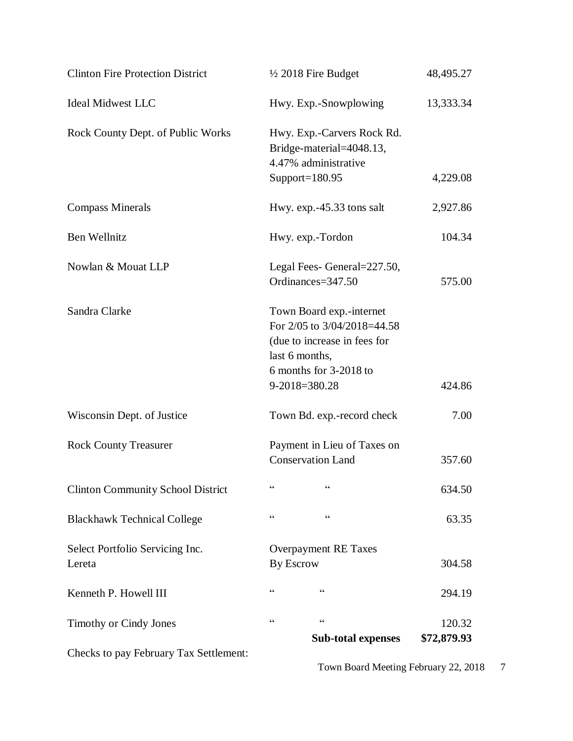| | | |
|---|---|---|
| Clinton Fire Protection District | ½ 2018 Fire Budget | 48,495.27 |
| Ideal Midwest LLC | Hwy. Exp.-Snowplowing | 13,333.34 |
| Rock County Dept. of Public Works | Hwy. Exp.-Carvers Rock Rd. Bridge-material=4048.13, 4.47% administrative Support=180.95 | 4,229.08 |
| Compass Minerals | Hwy. exp.-45.33 tons salt | 2,927.86 |
| Ben Wellnitz | Hwy. exp.-Tordon | 104.34 |
| Nowlan & Mouat LLP | Legal Fees- General=227.50, Ordinances=347.50 | 575.00 |
| Sandra Clarke | Town Board exp.-internet For 2/05 to 3/04/2018=44.58 (due to increase in fees for last 6 months, 6 months for 3-2018 to 9-2018=380.28 | 424.86 |
| Wisconsin Dept. of Justice | Town Bd. exp.-record check | 7.00 |
| Rock County Treasurer | Payment in Lieu of Taxes on Conservation Land | 357.60 |
| Clinton Community School District | " " | 634.50 |
| Blackhawk Technical College | " " | 63.35 |
| Select Portfolio Servicing Inc. Lereta | Overpayment RE Taxes By Escrow | 304.58 |
| Kenneth P. Howell III | " " | 294.19 |
| Timothy or Cindy Jones | " " | 120.32 |
| | **Sub-total expenses** | **$72,879.93** |

Checks to pay February Tax Settlement: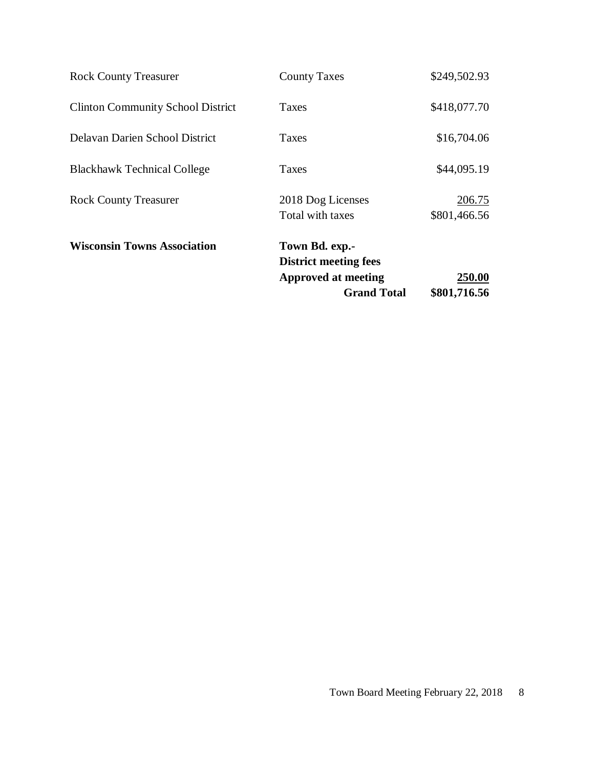| | | |
|---|---|---|
| Rock County Treasurer | County Taxes | \$249,502.93 |
| Clinton Community School District | Taxes | \$418,077.70 |
| Delavan Darien School District | Taxes | \$16,704.06 |
| Blackhawk Technical College | Taxes | \$44,095.19 |
| Rock County Treasurer | 2018 Dog Licenses | 206.75 |
| | Total with taxes | \$801,466.56 |
| **Wisconsin Towns Association** | **Town Bd. exp.- District meeting fees Approved at meeting** | **250.00** |
| | **Grand Total** | **\$801,716.56** |